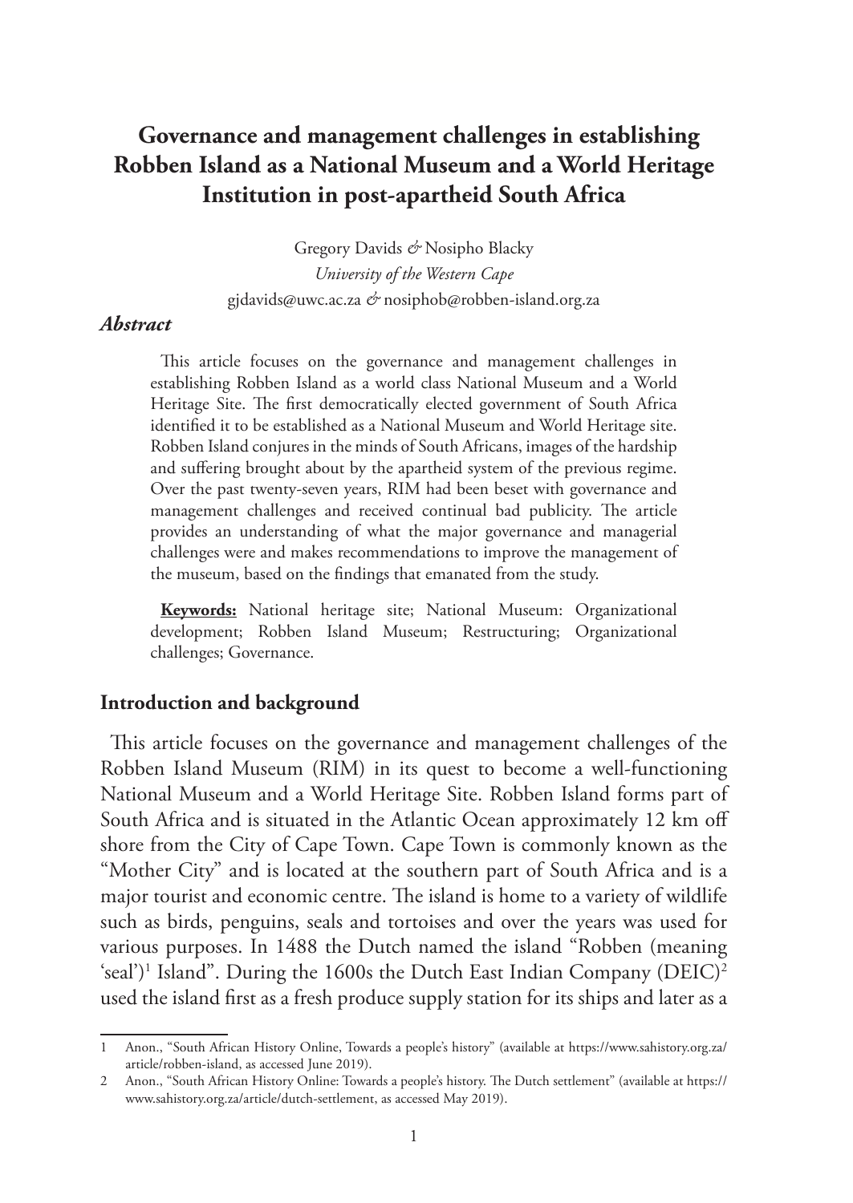# Governance and management challenges in establishing Robben Island as a National Museum and a World Heritage Institution in post-apartheid South Africa

Gregory Davids *&* Nosipho Blacky
*University of the Western Cape*
gjdavids@uwc.ac.za *&* nosiphob@robben-island.org.za

### *Abstract*

This article focuses on the governance and management challenges in establishing Robben Island as a world class National Museum and a World Heritage Site. The first democratically elected government of South Africa identified it to be established as a National Museum and World Heritage site. Robben Island conjures in the minds of South Africans, images of the hardship and suffering brought about by the apartheid system of the previous regime. Over the past twenty-seven years, RIM had been beset with governance and management challenges and received continual bad publicity. The article provides an understanding of what the major governance and managerial challenges were and makes recommendations to improve the management of the museum, based on the findings that emanated from the study.

**Keywords:** National heritage site; National Museum: Organizational development; Robben Island Museum; Restructuring; Organizational challenges; Governance.

## Introduction and background

This article focuses on the governance and management challenges of the Robben Island Museum (RIM) in its quest to become a well-functioning National Museum and a World Heritage Site. Robben Island forms part of South Africa and is situated in the Atlantic Ocean approximately 12 km off shore from the City of Cape Town. Cape Town is commonly known as the "Mother City" and is located at the southern part of South Africa and is a major tourist and economic centre. The island is home to a variety of wildlife such as birds, penguins, seals and tortoises and over the years was used for various purposes. In 1488 the Dutch named the island "Robben (meaning 'seal')[1] Island". During the 1600s the Dutch East Indian Company (DEIC)[2] used the island first as a fresh produce supply station for its ships and later as a

1 Anon., "South African History Online, Towards a people's history" (available at https://www.sahistory.org.za/article/robben-island, as accessed June 2019).

2 Anon., "South African History Online: Towards a people's history. The Dutch settlement" (available at https://www.sahistory.org.za/article/dutch-settlement, as accessed May 2019).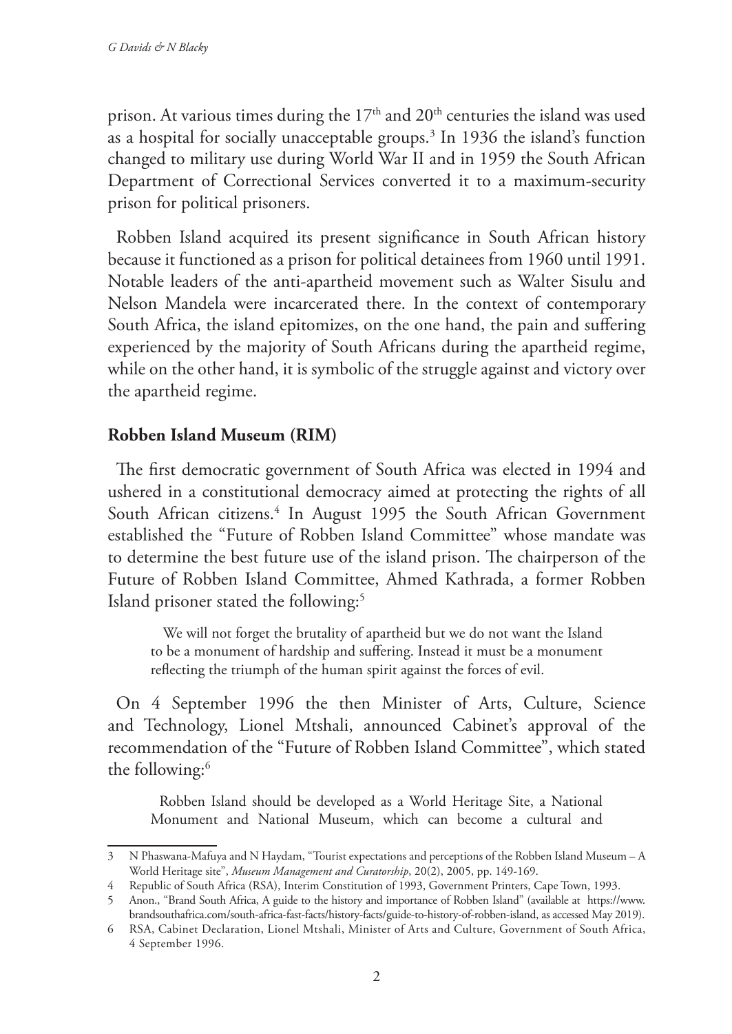prison. At various times during the 17th and 20th centuries the island was used as a hospital for socially unacceptable groups.[3] In 1936 the island's function changed to military use during World War II and in 1959 the South African Department of Correctional Services converted it to a maximum-security prison for political prisoners.

Robben Island acquired its present significance in South African history because it functioned as a prison for political detainees from 1960 until 1991. Notable leaders of the anti-apartheid movement such as Walter Sisulu and Nelson Mandela were incarcerated there. In the context of contemporary South Africa, the island epitomizes, on the one hand, the pain and suffering experienced by the majority of South Africans during the apartheid regime, while on the other hand, it is symbolic of the struggle against and victory over the apartheid regime.

## Robben Island Museum (RIM)

The first democratic government of South Africa was elected in 1994 and ushered in a constitutional democracy aimed at protecting the rights of all South African citizens.[4] In August 1995 the South African Government established the "Future of Robben Island Committee" whose mandate was to determine the best future use of the island prison. The chairperson of the Future of Robben Island Committee, Ahmed Kathrada, a former Robben Island prisoner stated the following:[5]

> We will not forget the brutality of apartheid but we do not want the Island to be a monument of hardship and suffering. Instead it must be a monument reflecting the triumph of the human spirit against the forces of evil.

On 4 September 1996 the then Minister of Arts, Culture, Science and Technology, Lionel Mtshali, announced Cabinet's approval of the recommendation of the "Future of Robben Island Committee", which stated the following:[6]

> Robben Island should be developed as a World Heritage Site, a National Monument and National Museum, which can become a cultural and

---

3 N Phaswana-Mafuya and N Haydam, "Tourist expectations and perceptions of the Robben Island Museum – A World Heritage site", *Museum Management and Curatorship*, 20(2), 2005, pp. 149-169.

4 Republic of South Africa (RSA), Interim Constitution of 1993, Government Printers, Cape Town, 1993.

5 Anon., "Brand South Africa, A guide to the history and importance of Robben Island" (available at https://www.brandsouthafrica.com/south-africa-fast-facts/history-facts/guide-to-history-of-robben-island, as accessed May 2019).

6 RSA, Cabinet Declaration, Lionel Mtshali, Minister of Arts and Culture, Government of South Africa, 4 September 1996.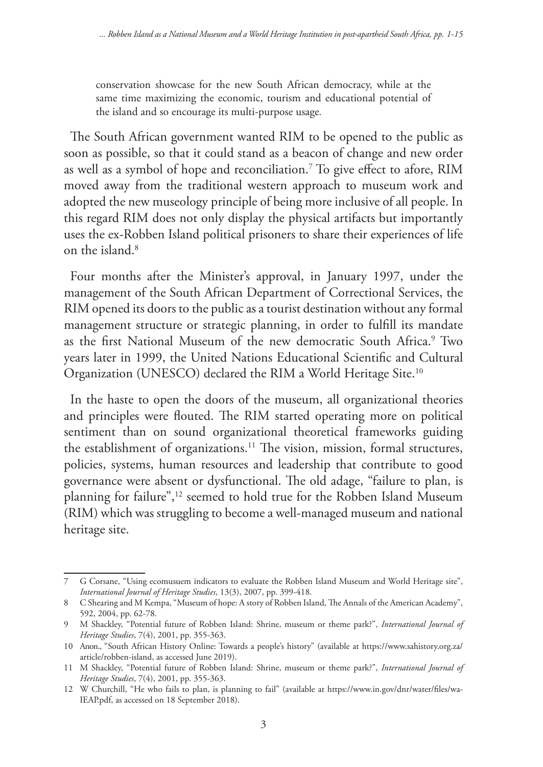conservation showcase for the new South African democracy, while at the same time maximizing the economic, tourism and educational potential of the island and so encourage its multi-purpose usage.

The South African government wanted RIM to be opened to the public as soon as possible, so that it could stand as a beacon of change and new order as well as a symbol of hope and reconciliation.[7] To give effect to afore, RIM moved away from the traditional western approach to museum work and adopted the new museology principle of being more inclusive of all people. In this regard RIM does not only display the physical artifacts but importantly uses the ex-Robben Island political prisoners to share their experiences of life on the island.[8]

Four months after the Minister's approval, in January 1997, under the management of the South African Department of Correctional Services, the RIM opened its doors to the public as a tourist destination without any formal management structure or strategic planning, in order to fulfill its mandate as the first National Museum of the new democratic South Africa.[9] Two years later in 1999, the United Nations Educational Scientific and Cultural Organization (UNESCO) declared the RIM a World Heritage Site.[10]

In the haste to open the doors of the museum, all organizational theories and principles were flouted. The RIM started operating more on political sentiment than on sound organizational theoretical frameworks guiding the establishment of organizations.[11] The vision, mission, formal structures, policies, systems, human resources and leadership that contribute to good governance were absent or dysfunctional. The old adage, "failure to plan, is planning for failure",[12] seemed to hold true for the Robben Island Museum (RIM) which was struggling to become a well-managed museum and national heritage site.

---

7 G Corsane, "Using ecomusuem indicators to evaluate the Robben Island Museum and World Heritage site", *International Journal of Heritage Studies*, 13(3), 2007, pp. 399-418.

8 C Shearing and M Kempa, "Museum of hope: A story of Robben Island, The Annals of the American Academy", 592, 2004, pp. 62-78.

9 M Shackley, "Potential future of Robben Island: Shrine, museum or theme park?", *International Journal of Heritage Studies*, 7(4), 2001, pp. 355-363.

10 Anon., "South African History Online: Towards a people's history" (available at https://www.sahistory.org.za/article/robben-island, as accessed June 2019).

11 M Shackley, "Potential future of Robben Island: Shrine, museum or theme park?", *International Journal of Heritage Studies*, 7(4), 2001, pp. 355-363.

12 W Churchill, "He who fails to plan, is planning to fail" (available at https://www.in.gov/dnr/water/files/wa-IEAP.pdf, as accessed on 18 September 2018).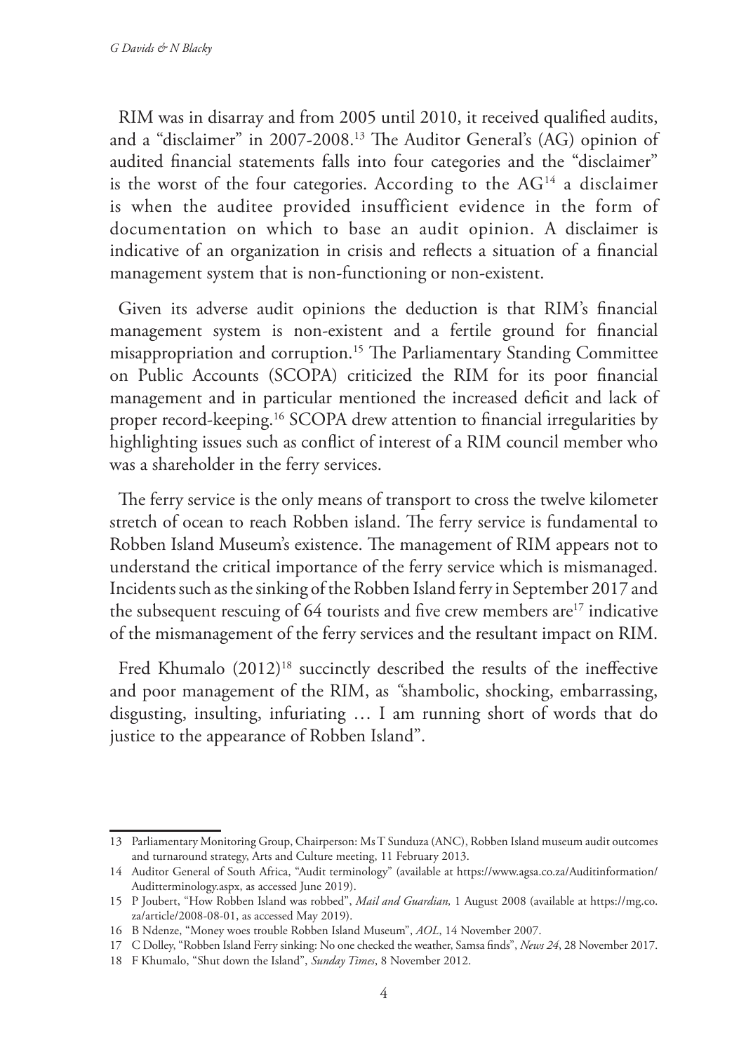RIM was in disarray and from 2005 until 2010, it received qualified audits, and a "disclaimer" in 2007-2008.[13] The Auditor General's (AG) opinion of audited financial statements falls into four categories and the "disclaimer" is the worst of the four categories. According to the AG[14] a disclaimer is when the auditee provided insufficient evidence in the form of documentation on which to base an audit opinion. A disclaimer is indicative of an organization in crisis and reflects a situation of a financial management system that is non-functioning or non-existent.

Given its adverse audit opinions the deduction is that RIM's financial management system is non-existent and a fertile ground for financial misappropriation and corruption.[15] The Parliamentary Standing Committee on Public Accounts (SCOPA) criticized the RIM for its poor financial management and in particular mentioned the increased deficit and lack of proper record-keeping.[16] SCOPA drew attention to financial irregularities by highlighting issues such as conflict of interest of a RIM council member who was a shareholder in the ferry services.

The ferry service is the only means of transport to cross the twelve kilometer stretch of ocean to reach Robben island. The ferry service is fundamental to Robben Island Museum's existence. The management of RIM appears not to understand the critical importance of the ferry service which is mismanaged. Incidents such as the sinking of the Robben Island ferry in September 2017 and the subsequent rescuing of 64 tourists and five crew members are[17] indicative of the mismanagement of the ferry services and the resultant impact on RIM.

Fred Khumalo (2012)[18] succinctly described the results of the ineffective and poor management of the RIM, as *"*shambolic, shocking, embarrassing, disgusting, insulting, infuriating … I am running short of words that do justice to the appearance of Robben Island".

---

13 Parliamentary Monitoring Group, Chairperson: Ms T Sunduza (ANC), Robben Island museum audit outcomes and turnaround strategy, Arts and Culture meeting, 11 February 2013.

14 Auditor General of South Africa, "Audit terminology" (available at https://www.agsa.co.za/Auditinformation/Auditterminology.aspx, as accessed June 2019).

15 P Joubert, "How Robben Island was robbed", *Mail and Guardian,* 1 August 2008 (available at https://mg.co.za/article/2008-08-01, as accessed May 2019).

16 B Ndenze, "Money woes trouble Robben Island Museum", *AOL*, 14 November 2007.

17 C Dolley, "Robben Island Ferry sinking: No one checked the weather, Samsa finds", *News 24*, 28 November 2017.

18 F Khumalo, "Shut down the Island", *Sunday Times*, 8 November 2012.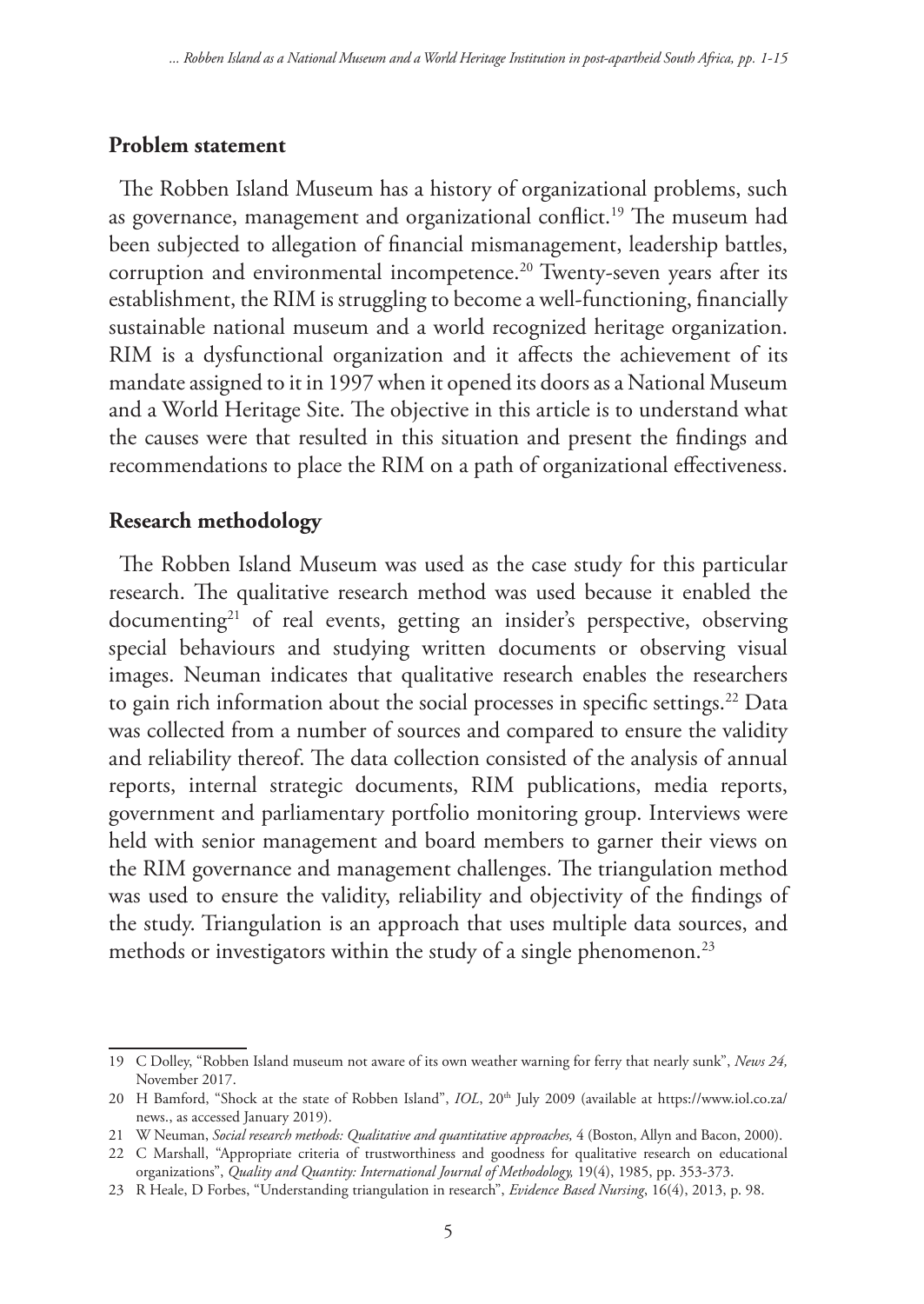## Problem statement

The Robben Island Museum has a history of organizational problems, such as governance, management and organizational conflict.[19] The museum had been subjected to allegation of financial mismanagement, leadership battles, corruption and environmental incompetence.[20] Twenty-seven years after its establishment, the RIM is struggling to become a well-functioning, financially sustainable national museum and a world recognized heritage organization. RIM is a dysfunctional organization and it affects the achievement of its mandate assigned to it in 1997 when it opened its doors as a National Museum and a World Heritage Site. The objective in this article is to understand what the causes were that resulted in this situation and present the findings and recommendations to place the RIM on a path of organizational effectiveness.

## Research methodology

The Robben Island Museum was used as the case study for this particular research. The qualitative research method was used because it enabled the documenting[21] of real events, getting an insider's perspective, observing special behaviours and studying written documents or observing visual images. Neuman indicates that qualitative research enables the researchers to gain rich information about the social processes in specific settings.[22] Data was collected from a number of sources and compared to ensure the validity and reliability thereof. The data collection consisted of the analysis of annual reports, internal strategic documents, RIM publications, media reports, government and parliamentary portfolio monitoring group. Interviews were held with senior management and board members to garner their views on the RIM governance and management challenges. The triangulation method was used to ensure the validity, reliability and objectivity of the findings of the study. Triangulation is an approach that uses multiple data sources, and methods or investigators within the study of a single phenomenon.[23]

---

19 C Dolley, "Robben Island museum not aware of its own weather warning for ferry that nearly sunk", *News 24,* November 2017.

20 H Bamford, "Shock at the state of Robben Island", *IOL*, 20th July 2009 (available at https://www.iol.co.za/news., as accessed January 2019).

21 W Neuman, *Social research methods: Qualitative and quantitative approaches,* 4 (Boston, Allyn and Bacon, 2000).

22 C Marshall, "Appropriate criteria of trustworthiness and goodness for qualitative research on educational organizations", *Quality and Quantity: International Journal of Methodology,* 19(4), 1985, pp. 353-373.

23 R Heale, D Forbes, "Understanding triangulation in research", *Evidence Based Nursing*, 16(4), 2013, p. 98.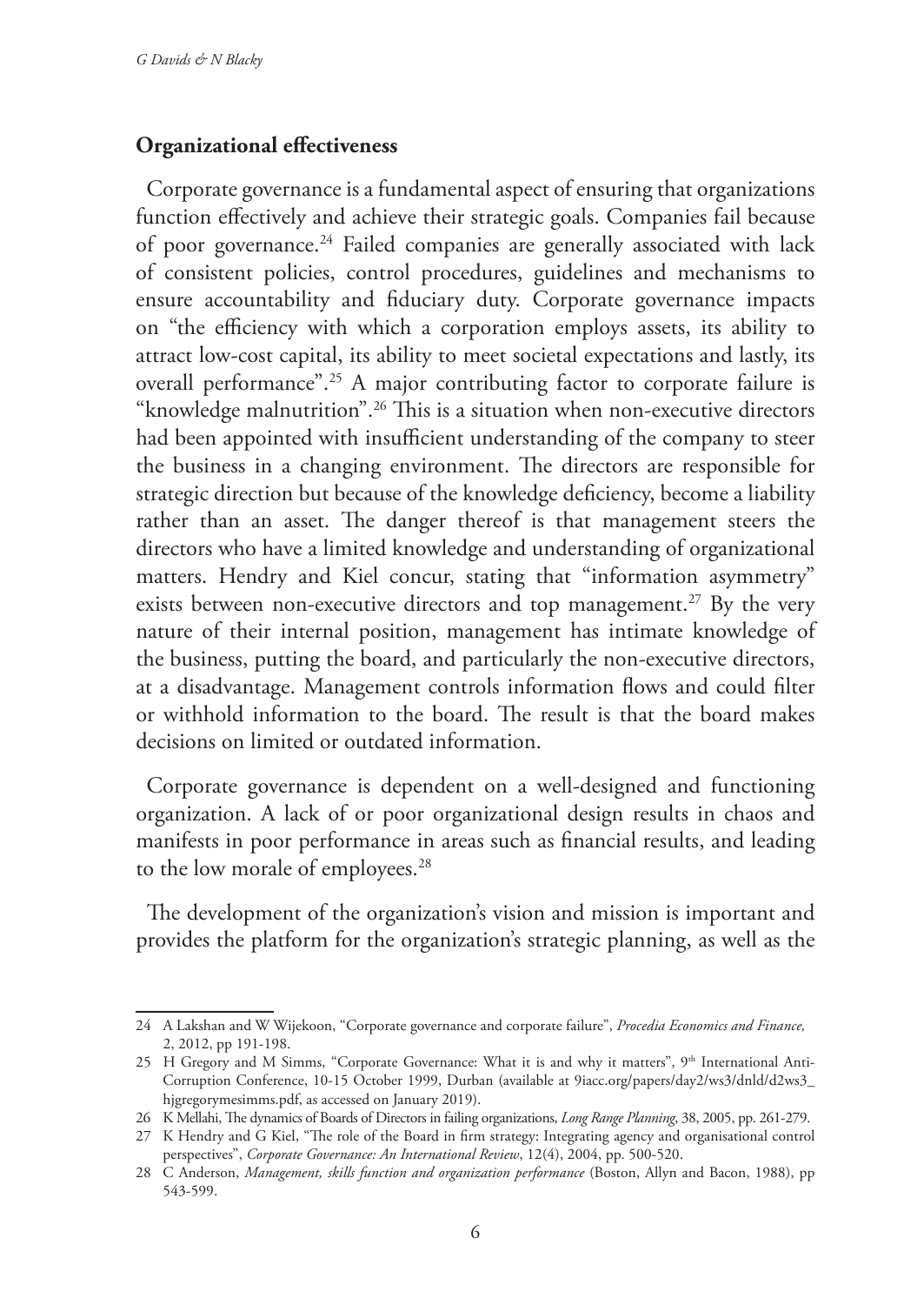## Organizational effectiveness

Corporate governance is a fundamental aspect of ensuring that organizations function effectively and achieve their strategic goals. Companies fail because of poor governance.[24] Failed companies are generally associated with lack of consistent policies, control procedures, guidelines and mechanisms to ensure accountability and fiduciary duty. Corporate governance impacts on "the efficiency with which a corporation employs assets, its ability to attract low-cost capital, its ability to meet societal expectations and lastly, its overall performance".[25] A major contributing factor to corporate failure is "knowledge malnutrition".[26] This is a situation when non-executive directors had been appointed with insufficient understanding of the company to steer the business in a changing environment. The directors are responsible for strategic direction but because of the knowledge deficiency, become a liability rather than an asset. The danger thereof is that management steers the directors who have a limited knowledge and understanding of organizational matters. Hendry and Kiel concur, stating that "information asymmetry" exists between non-executive directors and top management.[27] By the very nature of their internal position, management has intimate knowledge of the business, putting the board, and particularly the non-executive directors, at a disadvantage. Management controls information flows and could filter or withhold information to the board. The result is that the board makes decisions on limited or outdated information.

Corporate governance is dependent on a well-designed and functioning organization. A lack of or poor organizational design results in chaos and manifests in poor performance in areas such as financial results, and leading to the low morale of employees.[28]

The development of the organization's vision and mission is important and provides the platform for the organization's strategic planning, as well as the

---

24 A Lakshan and W Wijekoon, "Corporate governance and corporate failure", *Procedia Economics and Finance,* 2, 2012, pp 191-198.

25 H Gregory and M Simms, "Corporate Governance: What it is and why it matters", 9th International Anti-Corruption Conference, 10-15 October 1999, Durban (available at 9iacc.org/papers/day2/ws3/dnld/d2ws3_hjgregorymesimms.pdf, as accessed on January 2019).

26 K Mellahi, The dynamics of Boards of Directors in failing organizations, *Long Range Planning*, 38, 2005, pp. 261-279.

27 K Hendry and G Kiel, "The role of the Board in firm strategy: Integrating agency and organisational control perspectives", *Corporate Governance: An International Review*, 12(4), 2004, pp. 500-520.

28 C Anderson, *Management, skills function and organization performance* (Boston, Allyn and Bacon, 1988), pp 543-599.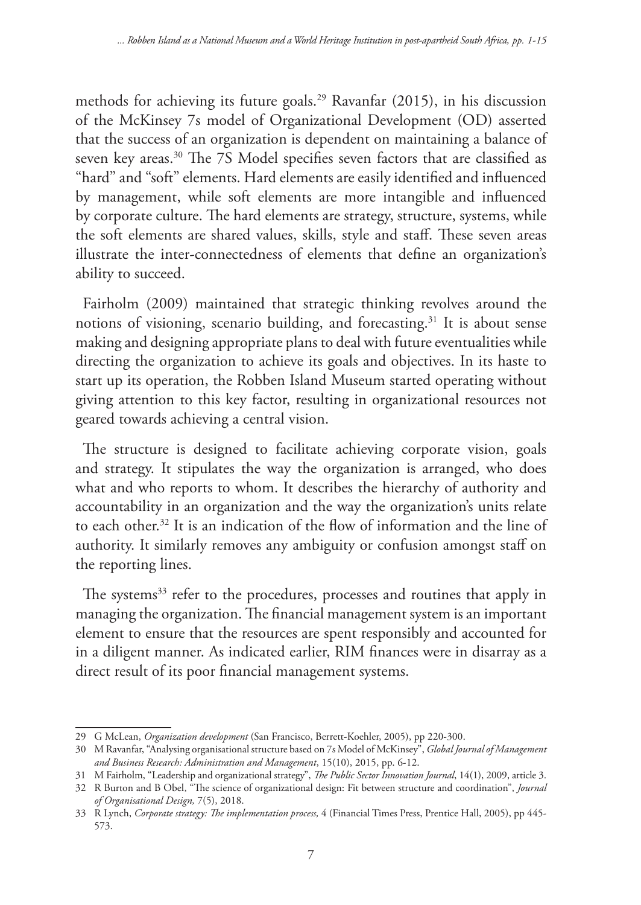methods for achieving its future goals.[29] Ravanfar (2015), in his discussion of the McKinsey 7s model of Organizational Development (OD) asserted that the success of an organization is dependent on maintaining a balance of seven key areas.[30] The 7S Model specifies seven factors that are classified as "hard" and "soft" elements. Hard elements are easily identified and influenced by management, while soft elements are more intangible and influenced by corporate culture. The hard elements are strategy, structure, systems, while the soft elements are shared values, skills, style and staff. These seven areas illustrate the inter-connectedness of elements that define an organization's ability to succeed.

Fairholm (2009) maintained that strategic thinking revolves around the notions of visioning, scenario building, and forecasting.[31] It is about sense making and designing appropriate plans to deal with future eventualities while directing the organization to achieve its goals and objectives. In its haste to start up its operation, the Robben Island Museum started operating without giving attention to this key factor, resulting in organizational resources not geared towards achieving a central vision.

The structure is designed to facilitate achieving corporate vision, goals and strategy. It stipulates the way the organization is arranged, who does what and who reports to whom. It describes the hierarchy of authority and accountability in an organization and the way the organization's units relate to each other.[32] It is an indication of the flow of information and the line of authority. It similarly removes any ambiguity or confusion amongst staff on the reporting lines.

The systems[33] refer to the procedures, processes and routines that apply in managing the organization. The financial management system is an important element to ensure that the resources are spent responsibly and accounted for in a diligent manner. As indicated earlier, RIM finances were in disarray as a direct result of its poor financial management systems.

---

29 G McLean, *Organization development* (San Francisco, Berrett-Koehler, 2005), pp 220-300.

30 M Ravanfar, "Analysing organisational structure based on 7s Model of McKinsey", *Global Journal of Management and Business Research: Administration and Management*, 15(10), 2015, pp. 6-12.

31 M Fairholm, "Leadership and organizational strategy", *The Public Sector Innovation Journal*, 14(1), 2009, article 3.

32 R Burton and B Obel, "The science of organizational design: Fit between structure and coordination", *Journal of Organisational Design,* 7(5), 2018.

33 R Lynch, *Corporate strategy: The implementation process,* 4 (Financial Times Press, Prentice Hall, 2005), pp 445-573.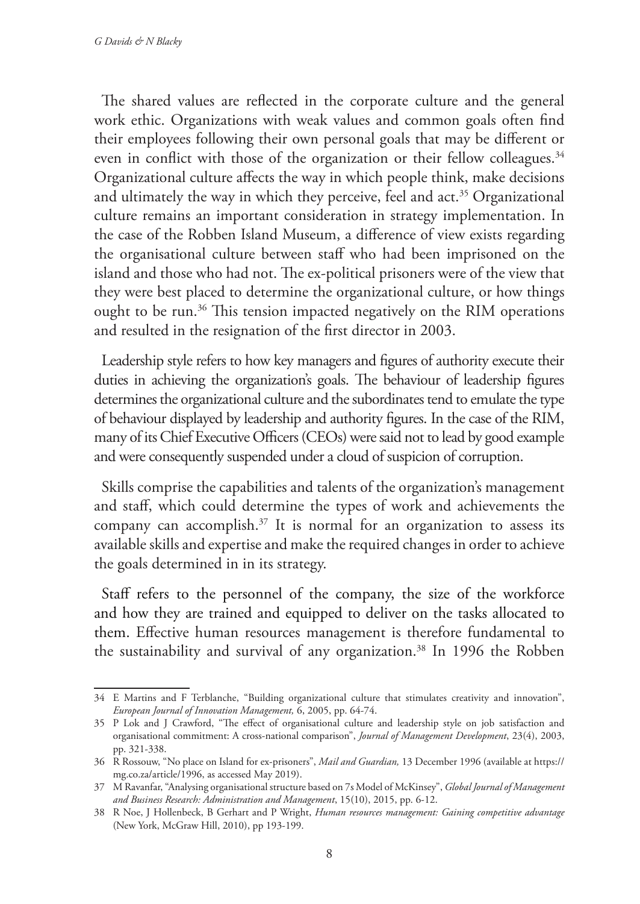The shared values are reflected in the corporate culture and the general work ethic. Organizations with weak values and common goals often find their employees following their own personal goals that may be different or even in conflict with those of the organization or their fellow colleagues.[34] Organizational culture affects the way in which people think, make decisions and ultimately the way in which they perceive, feel and act.[35] Organizational culture remains an important consideration in strategy implementation. In the case of the Robben Island Museum, a difference of view exists regarding the organisational culture between staff who had been imprisoned on the island and those who had not. The ex-political prisoners were of the view that they were best placed to determine the organizational culture, or how things ought to be run.[36] This tension impacted negatively on the RIM operations and resulted in the resignation of the first director in 2003.

Leadership style refers to how key managers and figures of authority execute their duties in achieving the organization's goals. The behaviour of leadership figures determines the organizational culture and the subordinates tend to emulate the type of behaviour displayed by leadership and authority figures. In the case of the RIM, many of its Chief Executive Officers (CEOs) were said not to lead by good example and were consequently suspended under a cloud of suspicion of corruption.

Skills comprise the capabilities and talents of the organization's management and staff, which could determine the types of work and achievements the company can accomplish.[37] It is normal for an organization to assess its available skills and expertise and make the required changes in order to achieve the goals determined in in its strategy.

Staff refers to the personnel of the company, the size of the workforce and how they are trained and equipped to deliver on the tasks allocated to them. Effective human resources management is therefore fundamental to the sustainability and survival of any organization.[38] In 1996 the Robben

---

34 E Martins and F Terblanche, "Building organizational culture that stimulates creativity and innovation", *European Journal of Innovation Management,* 6, 2005, pp. 64-74.

35 P Lok and J Crawford, "The effect of organisational culture and leadership style on job satisfaction and organisational commitment: A cross-national comparison", *Journal of Management Development*, 23(4), 2003, pp. 321-338.

36 R Rossouw, "No place on Island for ex-prisoners", *Mail and Guardian,* 13 December 1996 (available at https://mg.co.za/article/1996, as accessed May 2019).

37 M Ravanfar, "Analysing organisational structure based on 7s Model of McKinsey", *Global Journal of Management and Business Research: Administration and Management*, 15(10), 2015, pp. 6-12.

38 R Noe, J Hollenbeck, B Gerhart and P Wright, *Human resources management: Gaining competitive advantage* (New York, McGraw Hill, 2010), pp 193-199.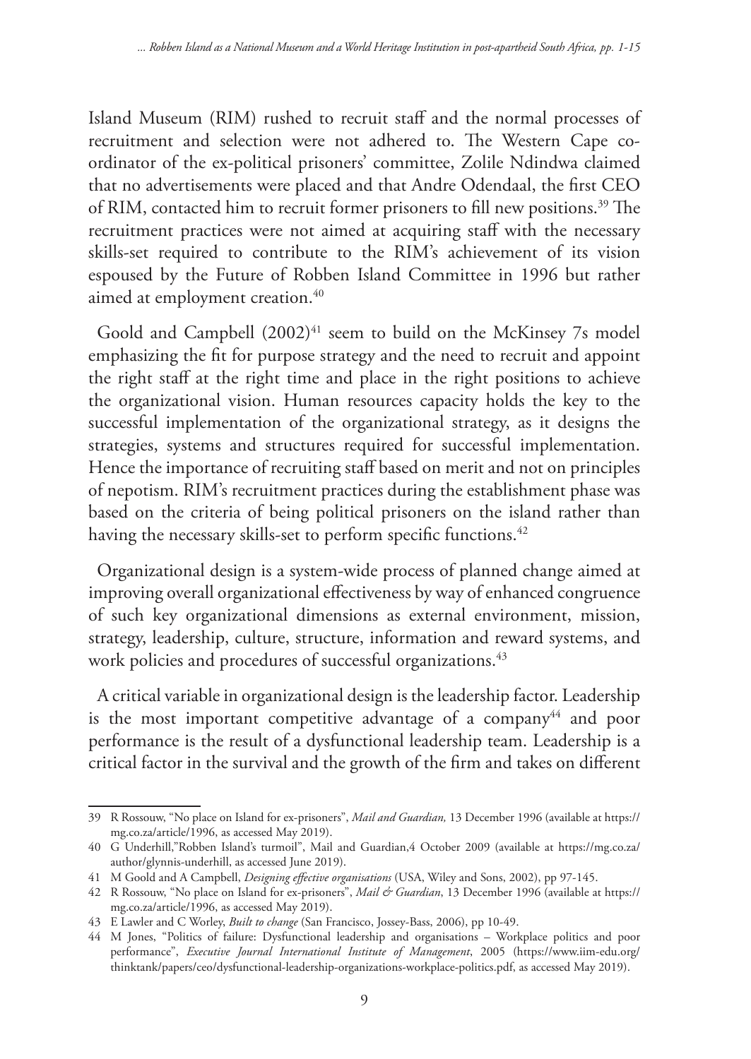Island Museum (RIM) rushed to recruit staff and the normal processes of recruitment and selection were not adhered to. The Western Cape co-ordinator of the ex-political prisoners' committee, Zolile Ndindwa claimed that no advertisements were placed and that Andre Odendaal, the first CEO of RIM, contacted him to recruit former prisoners to fill new positions.[39] The recruitment practices were not aimed at acquiring staff with the necessary skills-set required to contribute to the RIM's achievement of its vision espoused by the Future of Robben Island Committee in 1996 but rather aimed at employment creation.[40]

Goold and Campbell (2002)[41] seem to build on the McKinsey 7s model emphasizing the fit for purpose strategy and the need to recruit and appoint the right staff at the right time and place in the right positions to achieve the organizational vision. Human resources capacity holds the key to the successful implementation of the organizational strategy, as it designs the strategies, systems and structures required for successful implementation. Hence the importance of recruiting staff based on merit and not on principles of nepotism. RIM's recruitment practices during the establishment phase was based on the criteria of being political prisoners on the island rather than having the necessary skills-set to perform specific functions.[42]

Organizational design is a system-wide process of planned change aimed at improving overall organizational effectiveness by way of enhanced congruence of such key organizational dimensions as external environment, mission, strategy, leadership, culture, structure, information and reward systems, and work policies and procedures of successful organizations.[43]

A critical variable in organizational design is the leadership factor. Leadership is the most important competitive advantage of a company[44] and poor performance is the result of a dysfunctional leadership team. Leadership is a critical factor in the survival and the growth of the firm and takes on different

---

39 R Rossouw, "No place on Island for ex-prisoners", *Mail and Guardian,* 13 December 1996 (available at https://mg.co.za/article/1996, as accessed May 2019).

40 G Underhill,"Robben Island's turmoil", Mail and Guardian,4 October 2009 (available at https://mg.co.za/author/glynnis-underhill, as accessed June 2019).

41 M Goold and A Campbell, *Designing effective organisations* (USA, Wiley and Sons, 2002), pp 97-145.

42 R Rossouw, "No place on Island for ex-prisoners", *Mail & Guardian*, 13 December 1996 (available at https://mg.co.za/article/1996, as accessed May 2019).

43 E Lawler and C Worley, *Built to change* (San Francisco, Jossey-Bass, 2006), pp 10-49.

44 M Jones, "Politics of failure: Dysfunctional leadership and organisations – Workplace politics and poor performance", *Executive Journal International Institute of Management*, 2005 (https://www.iim-edu.org/thinktank/papers/ceo/dysfunctional-leadership-organizations-workplace-politics.pdf, as accessed May 2019).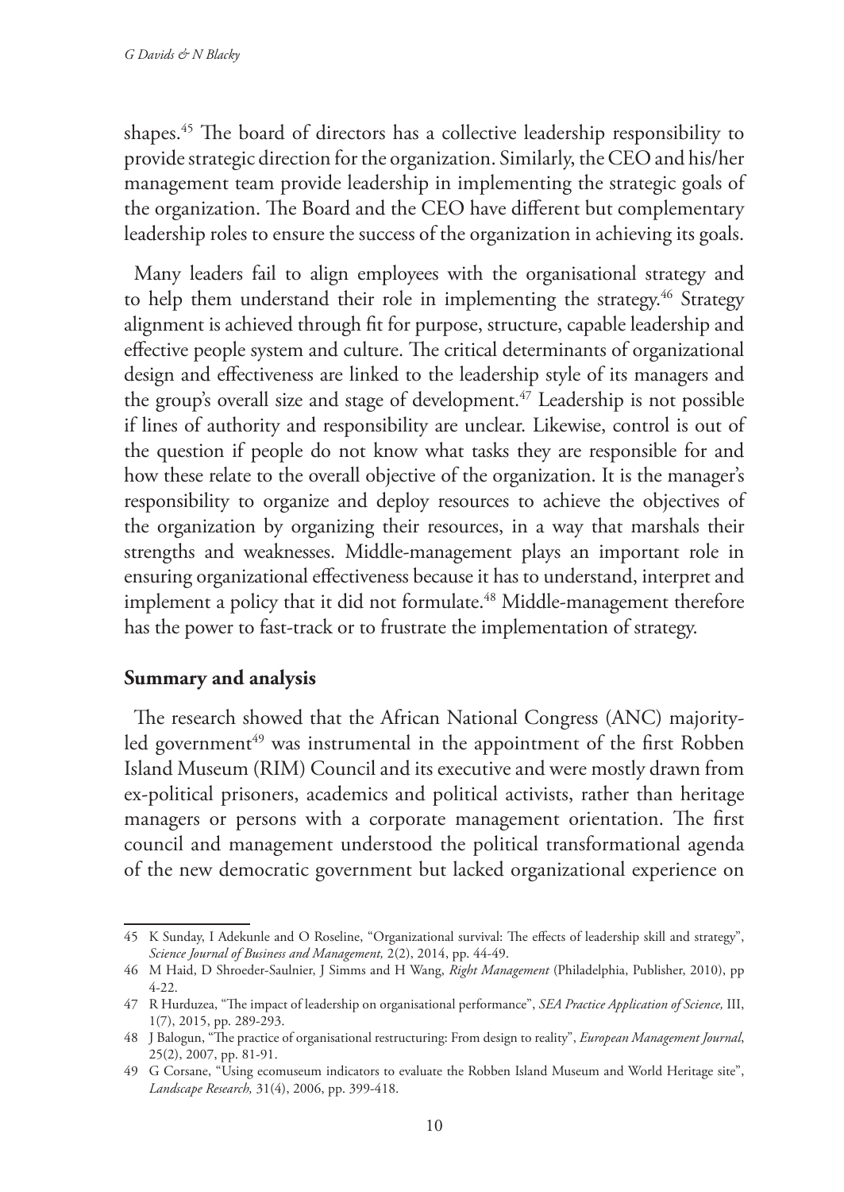shapes.[45] The board of directors has a collective leadership responsibility to provide strategic direction for the organization. Similarly, the CEO and his/her management team provide leadership in implementing the strategic goals of the organization. The Board and the CEO have different but complementary leadership roles to ensure the success of the organization in achieving its goals.

Many leaders fail to align employees with the organisational strategy and to help them understand their role in implementing the strategy.[46] Strategy alignment is achieved through fit for purpose, structure, capable leadership and effective people system and culture. The critical determinants of organizational design and effectiveness are linked to the leadership style of its managers and the group's overall size and stage of development.[47] Leadership is not possible if lines of authority and responsibility are unclear. Likewise, control is out of the question if people do not know what tasks they are responsible for and how these relate to the overall objective of the organization. It is the manager's responsibility to organize and deploy resources to achieve the objectives of the organization by organizing their resources, in a way that marshals their strengths and weaknesses. Middle-management plays an important role in ensuring organizational effectiveness because it has to understand, interpret and implement a policy that it did not formulate.[48] Middle-management therefore has the power to fast-track or to frustrate the implementation of strategy.

## Summary and analysis

The research showed that the African National Congress (ANC) majority-led government[49] was instrumental in the appointment of the first Robben Island Museum (RIM) Council and its executive and were mostly drawn from ex-political prisoners, academics and political activists, rather than heritage managers or persons with a corporate management orientation. The first council and management understood the political transformational agenda of the new democratic government but lacked organizational experience on

---

45 K Sunday, I Adekunle and O Roseline, "Organizational survival: The effects of leadership skill and strategy", *Science Journal of Business and Management,* 2(2), 2014, pp. 44-49.

46 M Haid, D Shroeder-Saulnier, J Simms and H Wang, *Right Management* (Philadelphia, Publisher, 2010), pp 4-22.

47 R Hurduzea, "The impact of leadership on organisational performance", *SEA Practice Application of Science,* III, 1(7), 2015, pp. 289-293.

48 J Balogun, "The practice of organisational restructuring: From design to reality", *European Management Journal*, 25(2), 2007, pp. 81-91.

49 G Corsane, "Using ecomuseum indicators to evaluate the Robben Island Museum and World Heritage site", *Landscape Research,* 31(4), 2006, pp. 399-418.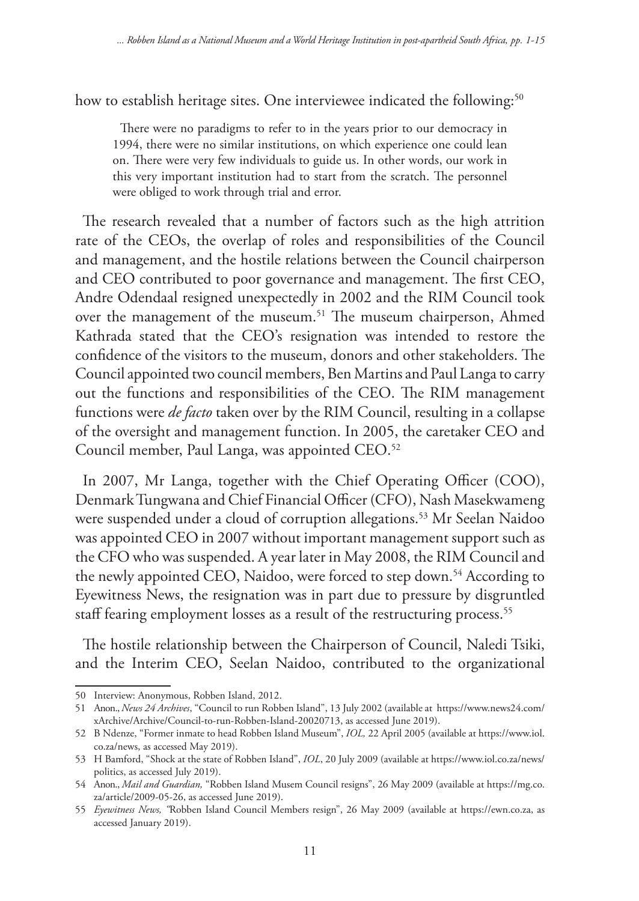how to establish heritage sites. One interviewee indicated the following:[50]

> There were no paradigms to refer to in the years prior to our democracy in 1994, there were no similar institutions, on which experience one could lean on. There were very few individuals to guide us. In other words, our work in this very important institution had to start from the scratch. The personnel were obliged to work through trial and error.

The research revealed that a number of factors such as the high attrition rate of the CEOs, the overlap of roles and responsibilities of the Council and management, and the hostile relations between the Council chairperson and CEO contributed to poor governance and management. The first CEO, Andre Odendaal resigned unexpectedly in 2002 and the RIM Council took over the management of the museum.[51] The museum chairperson, Ahmed Kathrada stated that the CEO's resignation was intended to restore the confidence of the visitors to the museum, donors and other stakeholders. The Council appointed two council members, Ben Martins and Paul Langa to carry out the functions and responsibilities of the CEO. The RIM management functions were *de facto* taken over by the RIM Council, resulting in a collapse of the oversight and management function. In 2005, the caretaker CEO and Council member, Paul Langa, was appointed CEO.[52]

In 2007, Mr Langa, together with the Chief Operating Officer (COO), Denmark Tungwana and Chief Financial Officer (CFO), Nash Masekwameng were suspended under a cloud of corruption allegations.[53] Mr Seelan Naidoo was appointed CEO in 2007 without important management support such as the CFO who was suspended. A year later in May 2008, the RIM Council and the newly appointed CEO, Naidoo, were forced to step down.[54] According to Eyewitness News, the resignation was in part due to pressure by disgruntled staff fearing employment losses as a result of the restructuring process.[55]

The hostile relationship between the Chairperson of Council, Naledi Tsiki, and the Interim CEO, Seelan Naidoo, contributed to the organizational

---

50 Interview: Anonymous, Robben Island, 2012.

51 Anon., *News 24 Archives*, "Council to run Robben Island", 13 July 2002 (available at https://www.news24.com/xArchive/Archive/Council-to-run-Robben-Island-20020713, as accessed June 2019).

52 B Ndenze, "Former inmate to head Robben Island Museum", *IOL,* 22 April 2005 (available at https://www.iol.co.za/news, as accessed May 2019).

53 H Bamford, "Shock at the state of Robben Island", *IOL*, 20 July 2009 (available at https://www.iol.co.za/news/politics, as accessed July 2019).

54 Anon., *Mail and Guardian,* "Robben Island Musem Council resigns", 26 May 2009 (available at https://mg.co.za/article/2009-05-26, as accessed June 2019).

55 *Eyewitness News, "*Robben Island Council Members resign", 26 May 2009 (available at https://ewn.co.za, as accessed January 2019).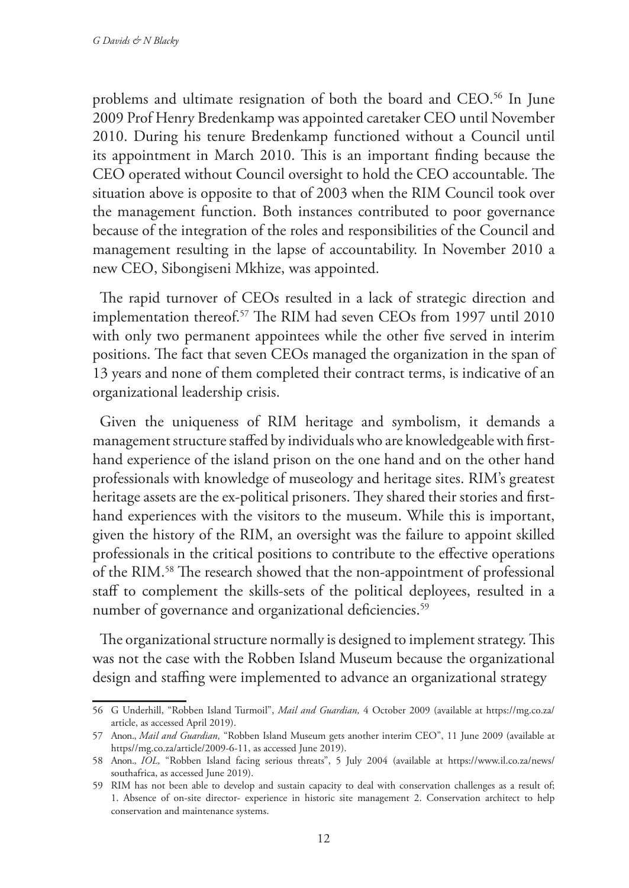problems and ultimate resignation of both the board and CEO.[56] In June 2009 Prof Henry Bredenkamp was appointed caretaker CEO until November 2010. During his tenure Bredenkamp functioned without a Council until its appointment in March 2010. This is an important finding because the CEO operated without Council oversight to hold the CEO accountable. The situation above is opposite to that of 2003 when the RIM Council took over the management function. Both instances contributed to poor governance because of the integration of the roles and responsibilities of the Council and management resulting in the lapse of accountability. In November 2010 a new CEO, Sibongiseni Mkhize, was appointed.

The rapid turnover of CEOs resulted in a lack of strategic direction and implementation thereof.[57] The RIM had seven CEOs from 1997 until 2010 with only two permanent appointees while the other five served in interim positions. The fact that seven CEOs managed the organization in the span of 13 years and none of them completed their contract terms, is indicative of an organizational leadership crisis.

Given the uniqueness of RIM heritage and symbolism, it demands a management structure staffed by individuals who are knowledgeable with first-hand experience of the island prison on the one hand and on the other hand professionals with knowledge of museology and heritage sites. RIM's greatest heritage assets are the ex-political prisoners. They shared their stories and first-hand experiences with the visitors to the museum. While this is important, given the history of the RIM, an oversight was the failure to appoint skilled professionals in the critical positions to contribute to the effective operations of the RIM.[58] The research showed that the non-appointment of professional staff to complement the skills-sets of the political deployees, resulted in a number of governance and organizational deficiencies.[59]

The organizational structure normally is designed to implement strategy. This was not the case with the Robben Island Museum because the organizational design and staffing were implemented to advance an organizational strategy

---

56 G Underhill, "Robben Island Turmoil", *Mail and Guardian,* 4 October 2009 (available at https://mg.co.za/article, as accessed April 2019).

57 Anon., *Mail and Guardian,* "Robben Island Museum gets another interim CEO", 11 June 2009 (available at https//mg.co.za/article/2009-6-11, as accessed June 2019).

58 Anon., *IOL,* "Robben Island facing serious threats", 5 July 2004 (available at https://www.il.co.za/news/southafrica, as accessed June 2019).

59 RIM has not been able to develop and sustain capacity to deal with conservation challenges as a result of; 1. Absence of on-site director- experience in historic site management 2. Conservation architect to help conservation and maintenance systems.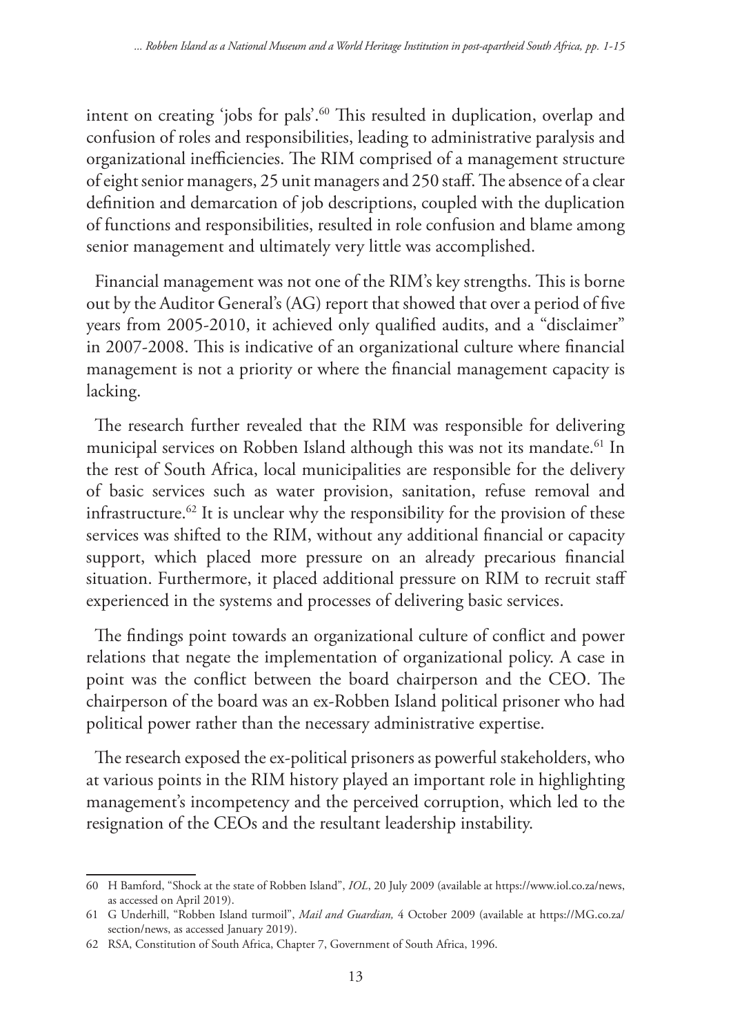intent on creating 'jobs for pals'.[60] This resulted in duplication, overlap and confusion of roles and responsibilities, leading to administrative paralysis and organizational inefficiencies. The RIM comprised of a management structure of eight senior managers, 25 unit managers and 250 staff. The absence of a clear definition and demarcation of job descriptions, coupled with the duplication of functions and responsibilities, resulted in role confusion and blame among senior management and ultimately very little was accomplished.

Financial management was not one of the RIM's key strengths. This is borne out by the Auditor General's (AG) report that showed that over a period of five years from 2005-2010, it achieved only qualified audits, and a "disclaimer" in 2007-2008. This is indicative of an organizational culture where financial management is not a priority or where the financial management capacity is lacking.

The research further revealed that the RIM was responsible for delivering municipal services on Robben Island although this was not its mandate.[61] In the rest of South Africa, local municipalities are responsible for the delivery of basic services such as water provision, sanitation, refuse removal and infrastructure.[62] It is unclear why the responsibility for the provision of these services was shifted to the RIM, without any additional financial or capacity support, which placed more pressure on an already precarious financial situation. Furthermore, it placed additional pressure on RIM to recruit staff experienced in the systems and processes of delivering basic services.

The findings point towards an organizational culture of conflict and power relations that negate the implementation of organizational policy. A case in point was the conflict between the board chairperson and the CEO. The chairperson of the board was an ex-Robben Island political prisoner who had political power rather than the necessary administrative expertise.

The research exposed the ex-political prisoners as powerful stakeholders, who at various points in the RIM history played an important role in highlighting management's incompetency and the perceived corruption, which led to the resignation of the CEOs and the resultant leadership instability.

---

60 H Bamford, "Shock at the state of Robben Island", *IOL*, 20 July 2009 (available at https://www.iol.co.za/news, as accessed on April 2019).

61 G Underhill, "Robben Island turmoil", *Mail and Guardian,* 4 October 2009 (available at https://MG.co.za/section/news, as accessed January 2019).

62 RSA, Constitution of South Africa, Chapter 7, Government of South Africa, 1996.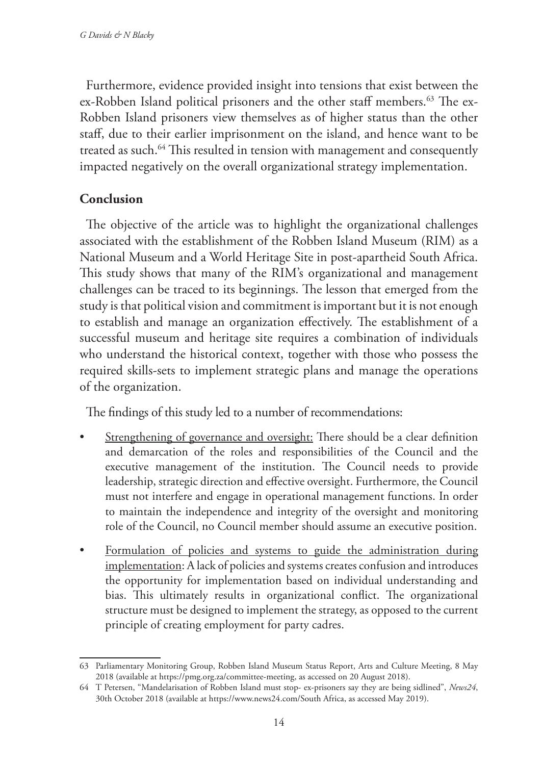Furthermore, evidence provided insight into tensions that exist between the ex-Robben Island political prisoners and the other staff members.[63] The ex-Robben Island prisoners view themselves as of higher status than the other staff, due to their earlier imprisonment on the island, and hence want to be treated as such.[64] This resulted in tension with management and consequently impacted negatively on the overall organizational strategy implementation.

## Conclusion

The objective of the article was to highlight the organizational challenges associated with the establishment of the Robben Island Museum (RIM) as a National Museum and a World Heritage Site in post-apartheid South Africa. This study shows that many of the RIM's organizational and management challenges can be traced to its beginnings. The lesson that emerged from the study is that political vision and commitment is important but it is not enough to establish and manage an organization effectively. The establishment of a successful museum and heritage site requires a combination of individuals who understand the historical context, together with those who possess the required skills-sets to implement strategic plans and manage the operations of the organization.

The findings of this study led to a number of recommendations:

- <u>Strengthening of governance and oversight:</u> There should be a clear definition and demarcation of the roles and responsibilities of the Council and the executive management of the institution. The Council needs to provide leadership, strategic direction and effective oversight. Furthermore, the Council must not interfere and engage in operational management functions. In order to maintain the independence and integrity of the oversight and monitoring role of the Council, no Council member should assume an executive position.
- <u>Formulation of policies and systems to guide the administration during implementation</u>: A lack of policies and systems creates confusion and introduces the opportunity for implementation based on individual understanding and bias. This ultimately results in organizational conflict. The organizational structure must be designed to implement the strategy, as opposed to the current principle of creating employment for party cadres.

---

63 Parliamentary Monitoring Group, Robben Island Museum Status Report, Arts and Culture Meeting, 8 May 2018 (available at https://pmg.org.za/committee-meeting, as accessed on 20 August 2018).

64 T Petersen, "Mandelarisation of Robben Island must stop- ex-prisoners say they are being sidlined", *News24*, 30th October 2018 (available at https://www.news24.com/South Africa, as accessed May 2019).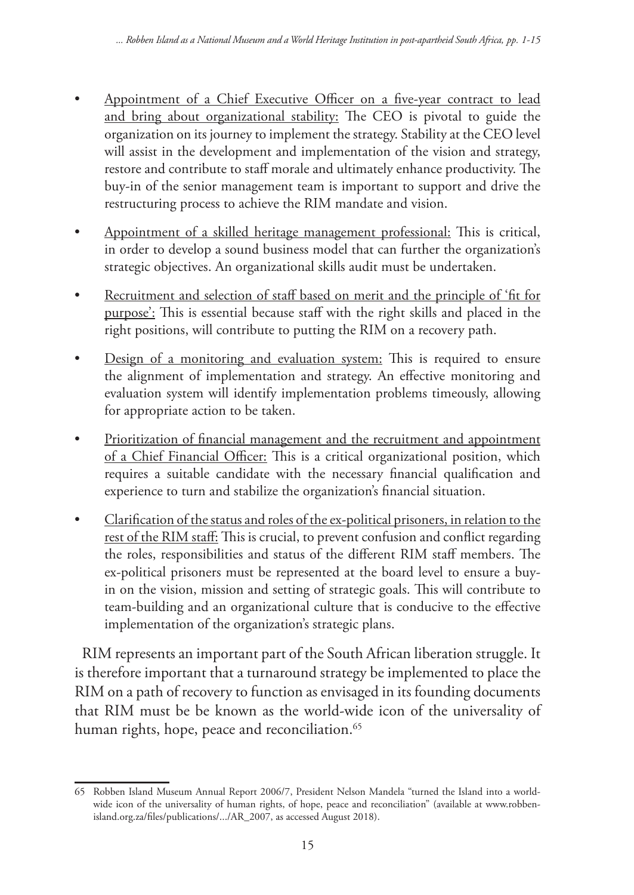- Appointment of a Chief Executive Officer on a five-year contract to lead and bring about organizational stability: The CEO is pivotal to guide the organization on its journey to implement the strategy. Stability at the CEO level will assist in the development and implementation of the vision and strategy, restore and contribute to staff morale and ultimately enhance productivity. The buy-in of the senior management team is important to support and drive the restructuring process to achieve the RIM mandate and vision.
- Appointment of a skilled heritage management professional: This is critical, in order to develop a sound business model that can further the organization's strategic objectives. An organizational skills audit must be undertaken.
- Recruitment and selection of staff based on merit and the principle of 'fit for purpose': This is essential because staff with the right skills and placed in the right positions, will contribute to putting the RIM on a recovery path.
- Design of a monitoring and evaluation system: This is required to ensure the alignment of implementation and strategy. An effective monitoring and evaluation system will identify implementation problems timeously, allowing for appropriate action to be taken.
- Prioritization of financial management and the recruitment and appointment of a Chief Financial Officer: This is a critical organizational position, which requires a suitable candidate with the necessary financial qualification and experience to turn and stabilize the organization's financial situation.
- Clarification of the status and roles of the ex-political prisoners, in relation to the rest of the RIM staff: This is crucial, to prevent confusion and conflict regarding the roles, responsibilities and status of the different RIM staff members. The ex-political prisoners must be represented at the board level to ensure a buy-in on the vision, mission and setting of strategic goals. This will contribute to team-building and an organizational culture that is conducive to the effective implementation of the organization's strategic plans.

RIM represents an important part of the South African liberation struggle. It is therefore important that a turnaround strategy be implemented to place the RIM on a path of recovery to function as envisaged in its founding documents that RIM must be be known as the world-wide icon of the universality of human rights, hope, peace and reconciliation.[65]

---

65 Robben Island Museum Annual Report 2006/7, President Nelson Mandela "turned the Island into a world-wide icon of the universality of human rights, of hope, peace and reconciliation" (available at www.robben-island.org.za/files/publications/.../AR_2007, as accessed August 2018).